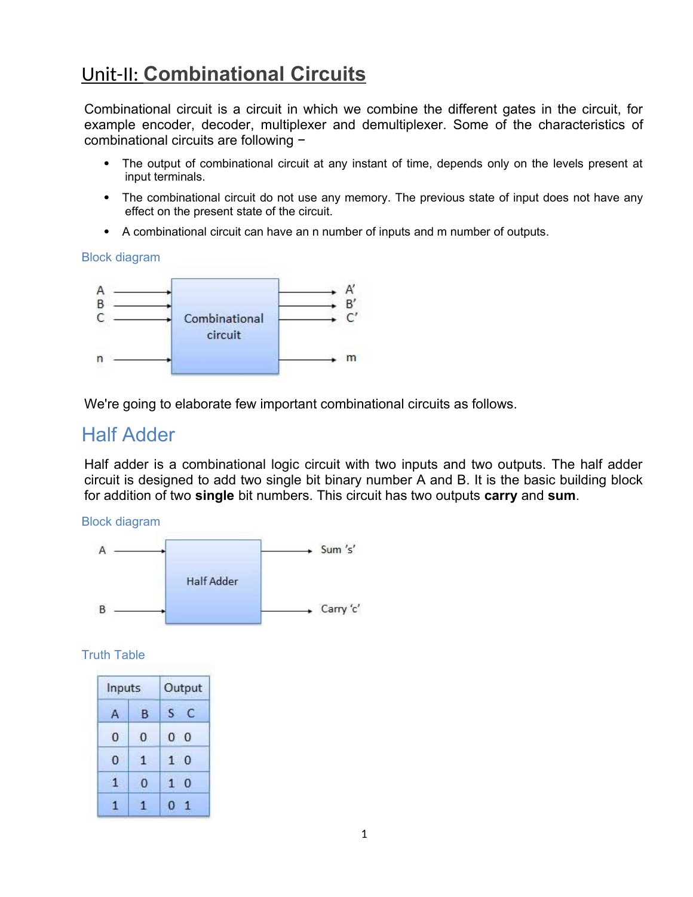# Unit-II: **Combinational Circuits**

Combinational circuit is a circuit in which we combine the different gates in the circuit, for example encoder, decoder, multiplexer and demultiplexer. Some of the characteristics of combinational circuits are following −

- The output of combinational circuit at any instant of time, depends only on the levels present at input terminals.
- The combinational circuit do not use any memory. The previous state of input does not have any effect on the present state of the circuit.
- A combinational circuit can have an n number of inputs and m number of outputs.

### Block diagram

We're going to elaborate few important combinational circuits as follows.

## Half Adder

Half adder is a combinational logic circuit with two inputs and two outputs. The half adder circuit is designed to add two single bit binary number A and B. It is the basic building block for addition of two **single** bit numbers. This circuit has two outputs **carry** and **sum**.

### Block diagram

### Truth Table

| Inputs | | Output | |
|---|---|---|---|
| A | B | S | C |
| 0 | 0 | 0 | 0 |
| 0 | 1 | 1 | 0 |
| 1 | 0 | 1 | 0 |
| 1 | 1 | 0 | 1 |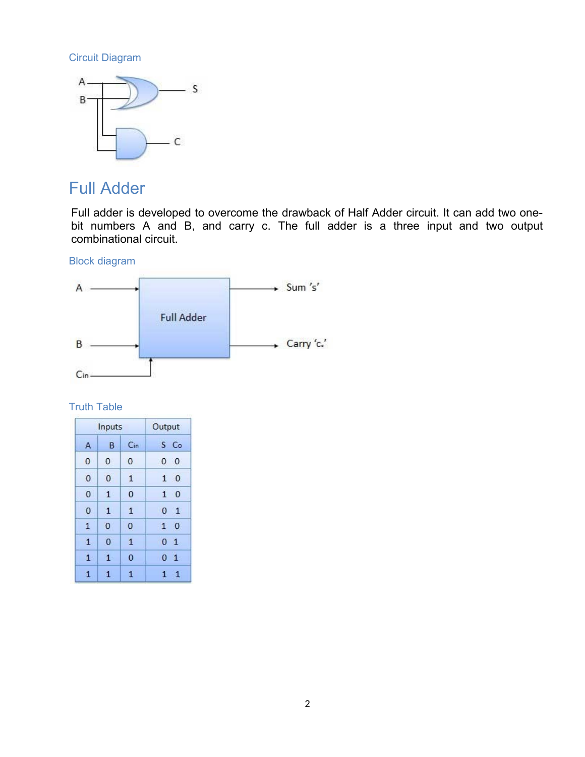Circuit Diagram

A
B
S
C

## Full Adder

Full adder is developed to overcome the drawback of Half Adder circuit. It can add two one-bit numbers A and B, and carry c. The full adder is a three input and two output combinational circuit.

Block diagram

A
B
Cin
Full Adder
Sum 's'
Carry 'c.'

Truth Table

| Inputs | | | Output | |
|---|---|---|---|---|
| A | B | Cin | S | Co |
| 0 | 0 | 0 | 0 | 0 |
| 0 | 0 | 1 | 1 | 0 |
| 0 | 1 | 0 | 1 | 0 |
| 0 | 1 | 1 | 0 | 1 |
| 1 | 0 | 0 | 1 | 0 |
| 1 | 0 | 1 | 0 | 1 |
| 1 | 1 | 0 | 0 | 1 |
| 1 | 1 | 1 | 1 | 1 |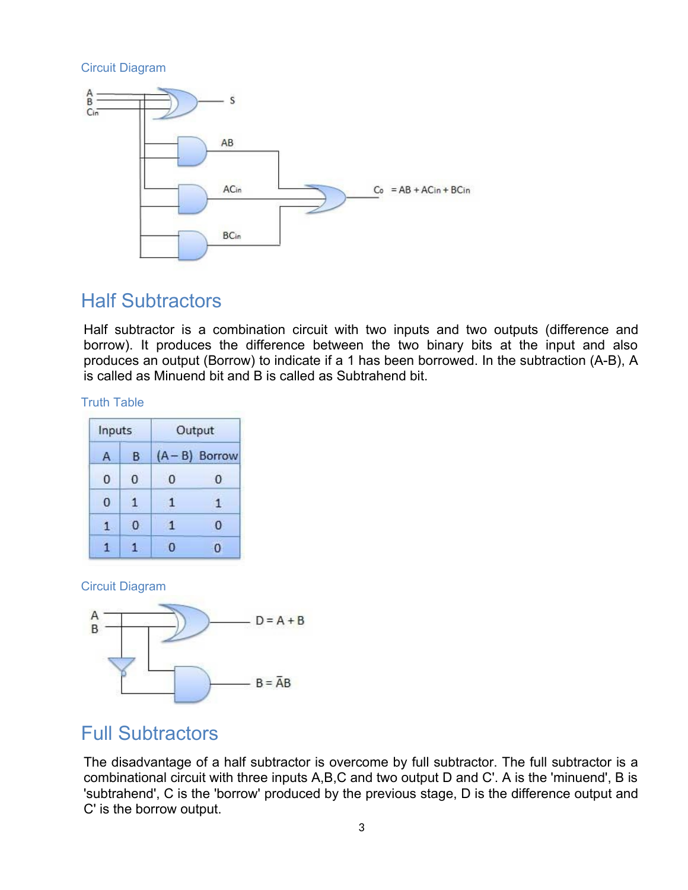Circuit Diagram

A
B
Cin
S
AB
ACin
BCin
Co = AB + ACin + BCin

## Half Subtractors

Half subtractor is a combination circuit with two inputs and two outputs (difference and borrow). It produces the difference between the two binary bits at the input and also produces an output (Borrow) to indicate if a 1 has been borrowed. In the subtraction (A-B), A is called as Minuend bit and B is called as Subtrahend bit.

Truth Table

| Inputs | | Output | |
|---|---|---|---|
| A | B | (A – B) | Borrow |
| 0 | 0 | 0 | 0 |
| 0 | 1 | 1 | 1 |
| 1 | 0 | 1 | 0 |
| 1 | 1 | 0 | 0 |

Circuit Diagram

A
B
D = A + B
B = $\bar{A}$B

## Full Subtractors

The disadvantage of a half subtractor is overcome by full subtractor. The full subtractor is a combinational circuit with three inputs A,B,C and two output D and C'. A is the 'minuend', B is 'subtrahend', C is the 'borrow' produced by the previous stage, D is the difference output and C' is the borrow output.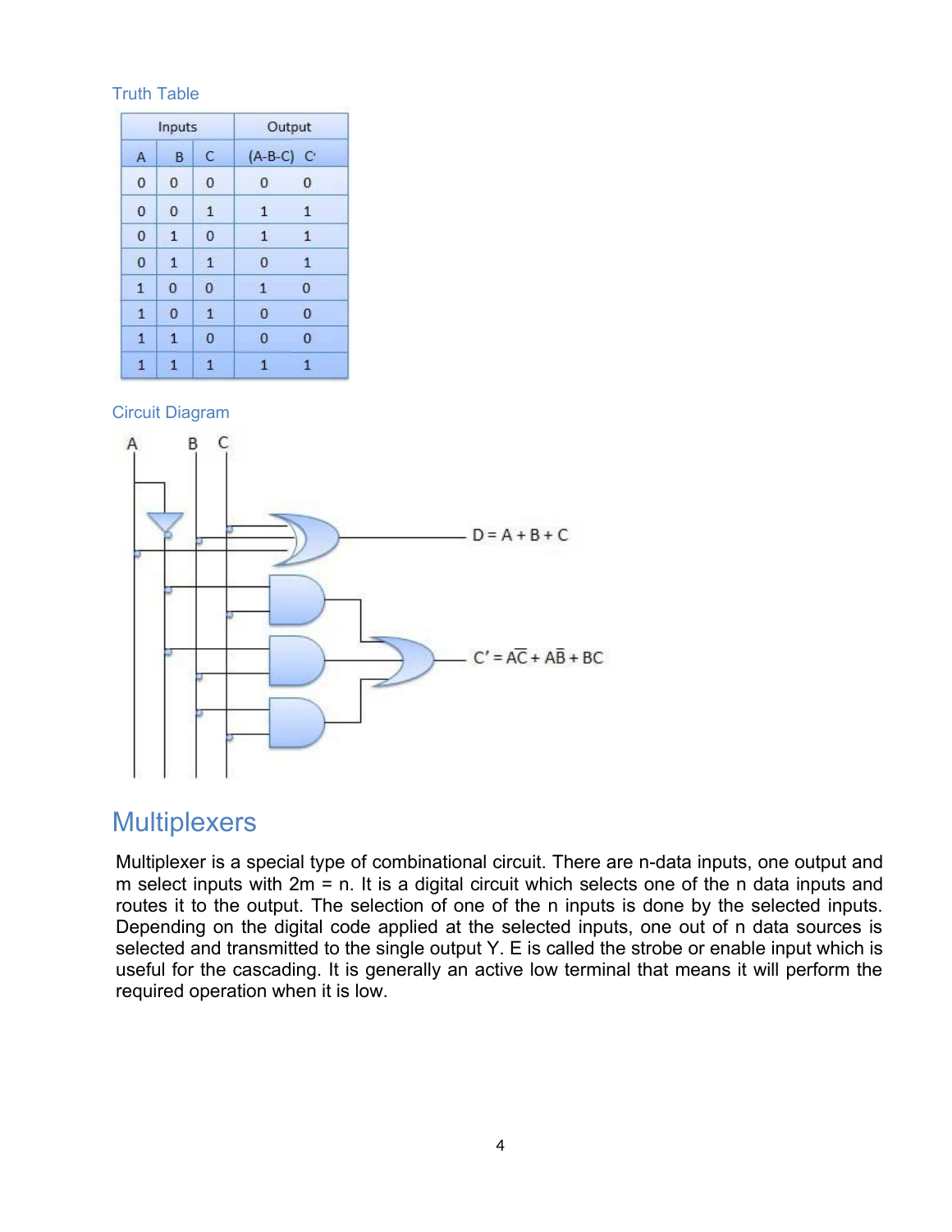### Truth Table

| Inputs | | | Output | |
|---|---|---|---|---|
| A | B | C | (A-B-C) | C' |
| 0 | 0 | 0 | 0 | 0 |
| 0 | 0 | 1 | 1 | 1 |
| 0 | 1 | 0 | 1 | 1 |
| 0 | 1 | 1 | 0 | 1 |
| 1 | 0 | 0 | 1 | 0 |
| 1 | 0 | 1 | 0 | 0 |
| 1 | 1 | 0 | 0 | 0 |
| 1 | 1 | 1 | 1 | 1 |

### Circuit Diagram

A B C

$D = A + B + C$

$C' = \overline{A}C + \overline{A}\overline{B} + BC$

# Multiplexers

Multiplexer is a special type of combinational circuit. There are n-data inputs, one output and m select inputs with 2m = n. It is a digital circuit which selects one of the n data inputs and routes it to the output. The selection of one of the n inputs is done by the selected inputs. Depending on the digital code applied at the selected inputs, one out of n data sources is selected and transmitted to the single output Y. E is called the strobe or enable input which is useful for the cascading. It is generally an active low terminal that means it will perform the required operation when it is low.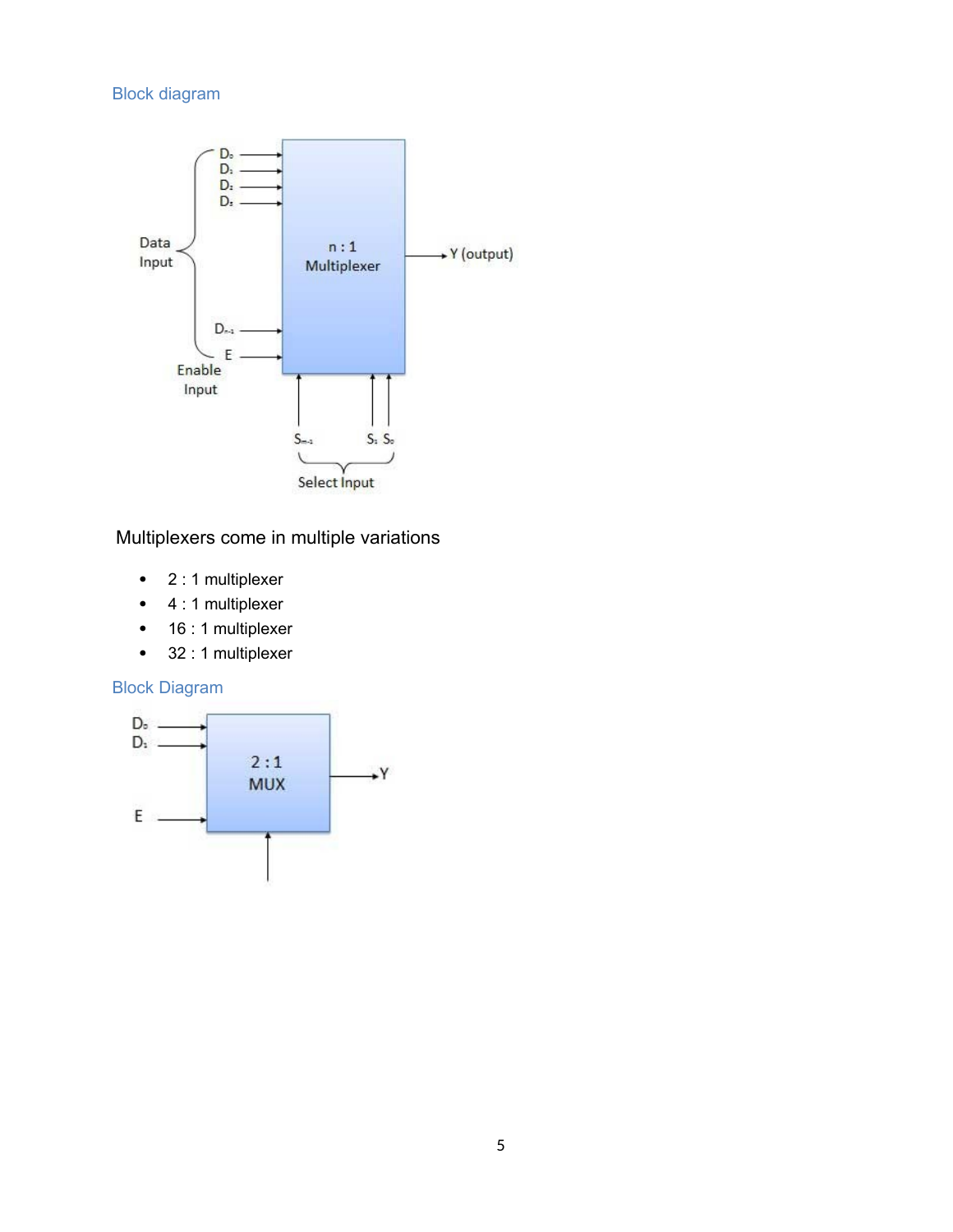### Block diagram

$D_0$
$D_1$
$D_2$
$D_3$
Data Input
$D_{n-1}$
E
Enable Input
n : 1 Multiplexer
Y (output)
$S_{m-1}$ $S_1$ $S_0$
Select Input

Multiplexers come in multiple variations

- 2 : 1 multiplexer
- 4 : 1 multiplexer
- 16 : 1 multiplexer
- 32 : 1 multiplexer

### Block Diagram

$D_0$
$D_1$
E
2 : 1 MUX
Y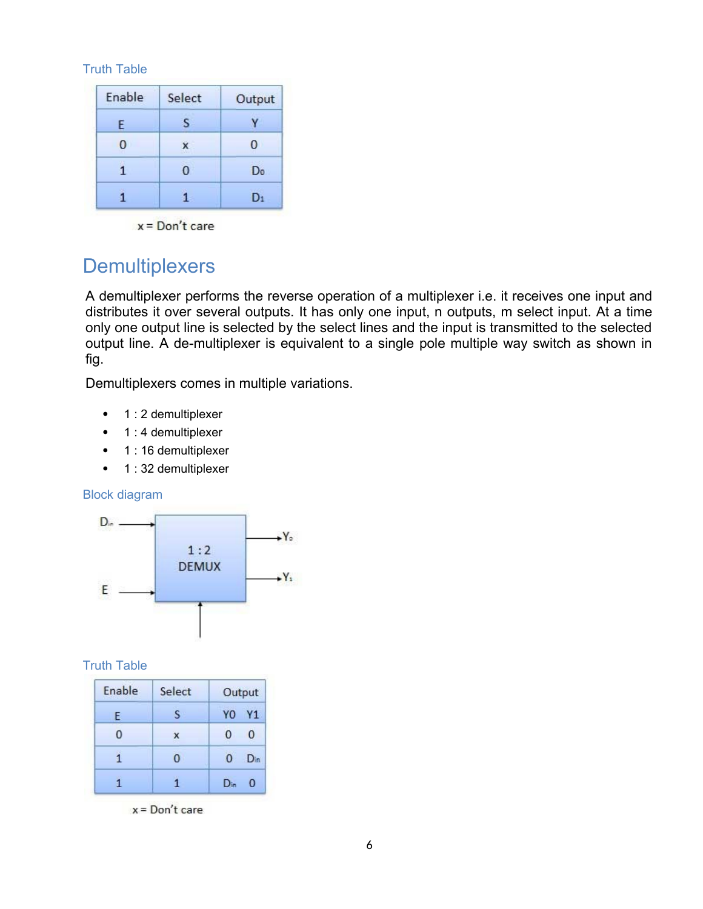### Truth Table

| Enable | Select | Output |
|---|---|---|
| E | S | Y |
| 0 | x | 0 |
| 1 | 0 | $D_0$ |
| 1 | 1 | $D_1$ |

x = Don't care

## Demultiplexers

A demultiplexer performs the reverse operation of a multiplexer i.e. it receives one input and distributes it over several outputs. It has only one input, n outputs, m select input. At a time only one output line is selected by the select lines and the input is transmitted to the selected output line. A de-multiplexer is equivalent to a single pole multiple way switch as shown in fig.

Demultiplexers comes in multiple variations.

- 1 : 2 demultiplexer
- 1 : 4 demultiplexer
- 1 : 16 demultiplexer
- 1 : 32 demultiplexer

### Block diagram

$D_{in}$

E

1 : 2
DEMUX

$Y_0$

$Y_1$

### Truth Table

| Enable | Select | Output | |
|---|---|---|---|
| E | S | Y0 | Y1 |
| 0 | x | 0 | 0 |
| 1 | 0 | 0 | $D_{in}$ |
| 1 | 1 | $D_{in}$ | 0 |

x = Don't care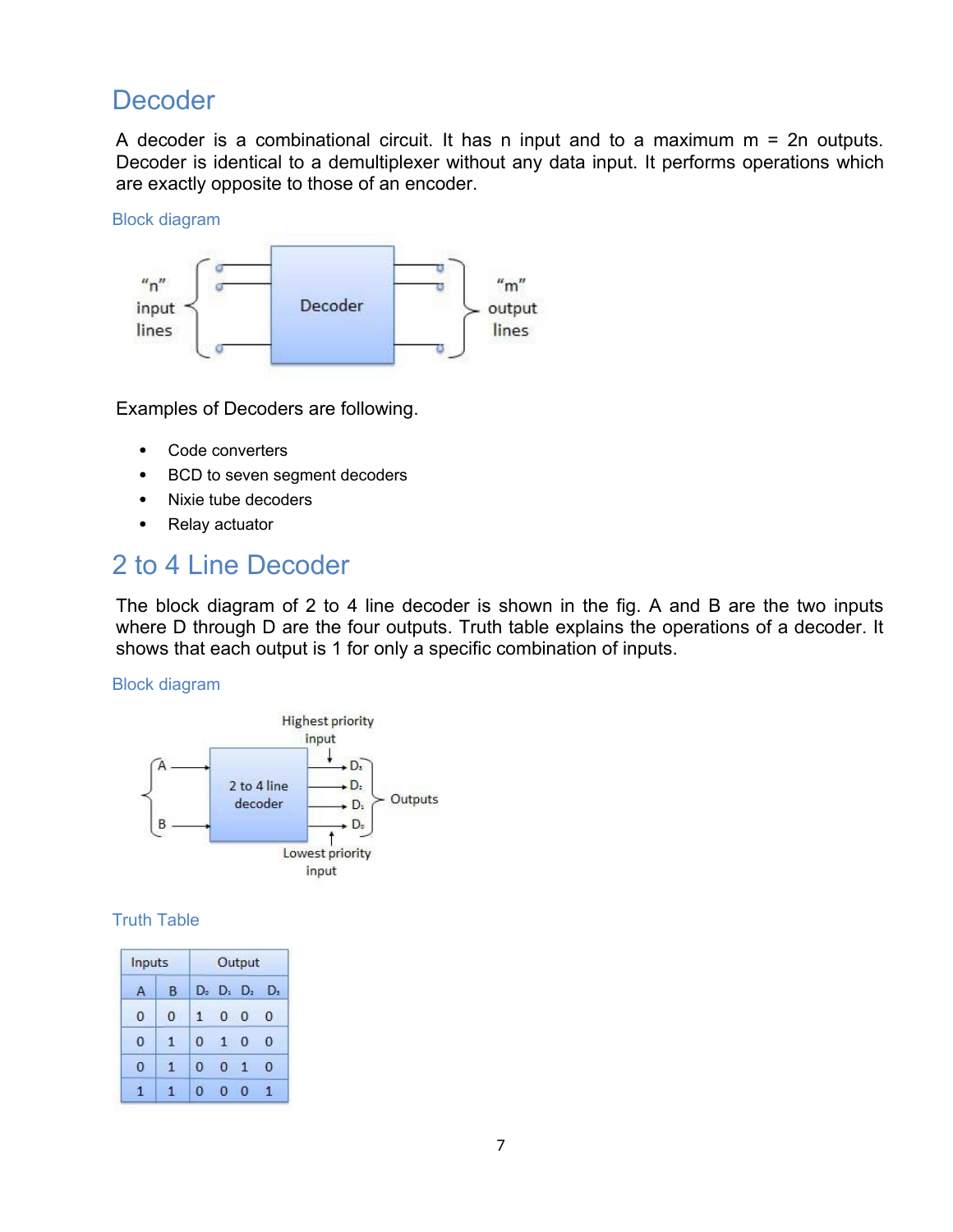# Decoder

A decoder is a combinational circuit. It has n input and to a maximum m = 2n outputs. Decoder is identical to a demultiplexer without any data input. It performs operations which are exactly opposite to those of an encoder.

### Block diagram

"n"
input
lines

Decoder

"m"
output
lines

Examples of Decoders are following.

- Code converters
- BCD to seven segment decoders
- Nixie tube decoders
- Relay actuator

# 2 to 4 Line Decoder

The block diagram of 2 to 4 line decoder is shown in the fig. A and B are the two inputs where D through D are the four outputs. Truth table explains the operations of a decoder. It shows that each output is 1 for only a specific combination of inputs.

### Block diagram

Highest priority
input

A

B

2 to 4 line
decoder

$D_3$
$D_2$
$D_1$
$D_0$

Outputs

Lowest priority
input

### Truth Table

| Inputs | | Output | | | |
|---|---|---|---|---|---|
| A | B | $D_0$ | $D_1$ | $D_2$ | $D_3$ |
| 0 | 0 | 1 | 0 | 0 | 0 |
| 0 | 1 | 0 | 1 | 0 | 0 |
| 0 | 1 | 0 | 0 | 1 | 0 |
| 1 | 1 | 0 | 0 | 0 | 1 |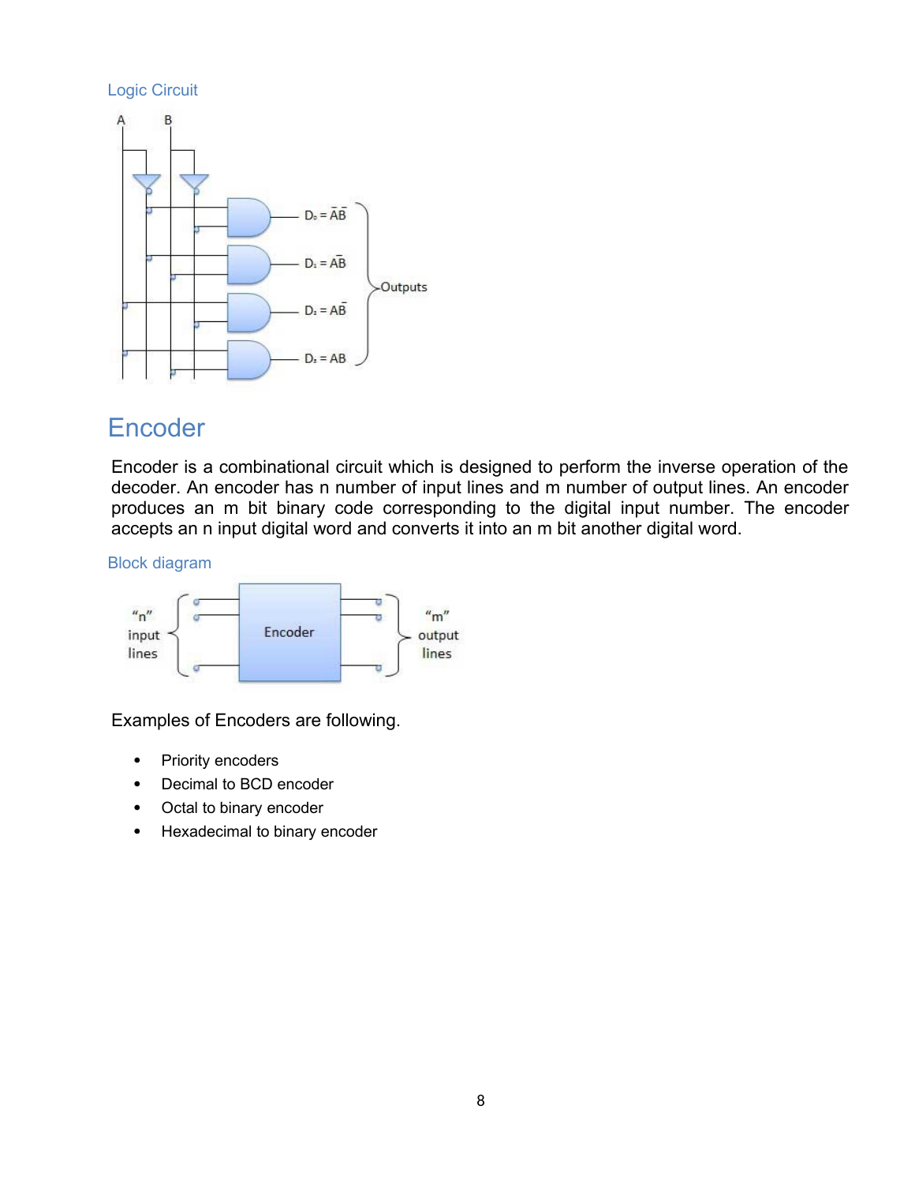### Logic Circuit

A B

$D_0 = \bar{A}\bar{B}$

$D_1 = \bar{A}B$

$D_2 = A\bar{B}$

$D_3 = AB$

Outputs

## Encoder

Encoder is a combinational circuit which is designed to perform the inverse operation of the decoder. An encoder has n number of input lines and m number of output lines. An encoder produces an m bit binary code corresponding to the digital input number. The encoder accepts an n input digital word and converts it into an m bit another digital word.

### Block diagram

"n" input lines

Encoder

"m" output lines

Examples of Encoders are following.

- Priority encoders
- Decimal to BCD encoder
- Octal to binary encoder
- Hexadecimal to binary encoder